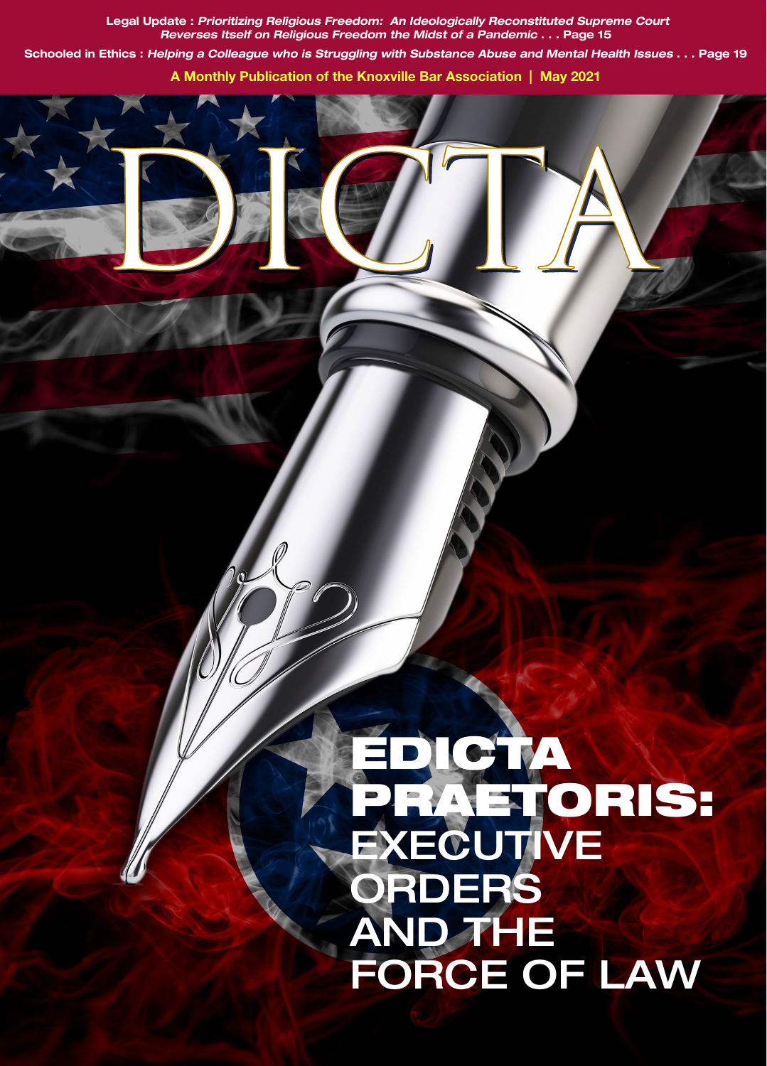**Legal Update :** ***Prioritizing Religious Freedom: An Ideologically Reconstituted Supreme Court Reverses Itself on Religious Freedom the Midst of a Pandemic*** **. . . Page 15**

**Schooled in Ethics :** ***Helping a Colleague who is Struggling with Substance Abuse and Mental Health Issues*** **. . . Page 19**

**A Monthly Publication of the Knoxville Bar Association | May 2021**

# DICTA

## EDICTA PRAETORIS: EXECUTIVE ORDERS AND THE FORCE OF LAW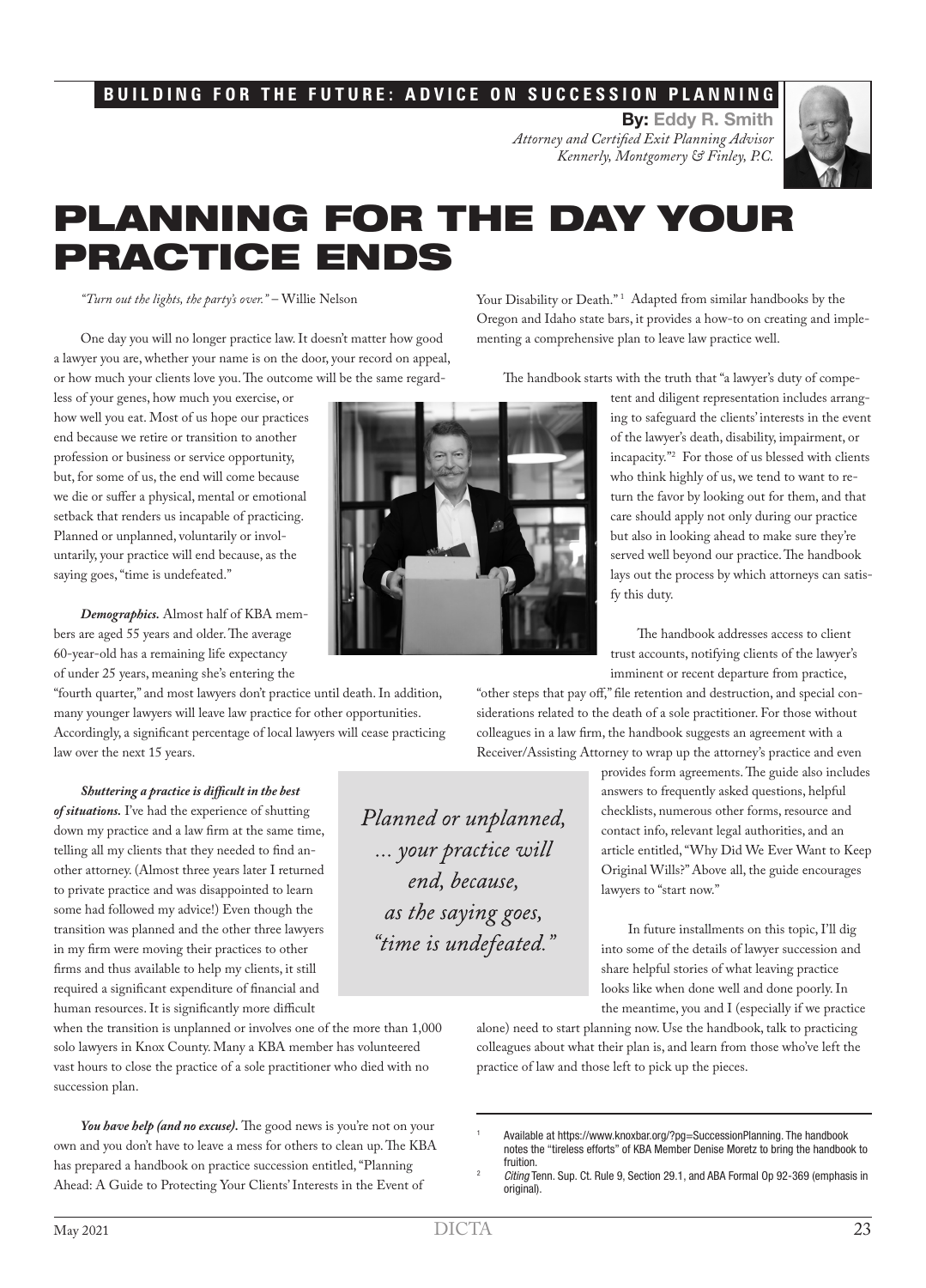**BUILDING FOR THE FUTURE: ADVICE ON SUCCESSION PLANNING**

**By: Eddy R. Smith**
*Attorney and Certified Exit Planning Advisor*
*Kennerly, Montgomery & Finley, P.C.*

# PLANNING FOR THE DAY YOUR PRACTICE ENDS

*"Turn out the lights, the party's over."* – Willie Nelson

One day you will no longer practice law. It doesn't matter how good a lawyer you are, whether your name is on the door, your record on appeal, or how much your clients love you. The outcome will be the same regardless of your genes, how much you exercise, or how well you eat. Most of us hope our practices end because we retire or transition to another profession or business or service opportunity, but, for some of us, the end will come because we die or suffer a physical, mental or emotional setback that renders us incapable of practicing. Planned or unplanned, voluntarily or involuntarily, your practice will end because, as the saying goes, "time is undefeated."

***Demographics.*** Almost half of KBA members are aged 55 years and older. The average 60-year-old has a remaining life expectancy of under 25 years, meaning she's entering the "fourth quarter," and most lawyers don't practice until death. In addition, many younger lawyers will leave law practice for other opportunities. Accordingly, a significant percentage of local lawyers will cease practicing law over the next 15 years.

***Shuttering a practice is difficult in the best of situations.*** I've had the experience of shutting down my practice and a law firm at the same time, telling all my clients that they needed to find another attorney. (Almost three years later I returned to private practice and was disappointed to learn some had followed my advice!) Even though the transition was planned and the other three lawyers in my firm were moving their practices to other firms and thus available to help my clients, it still required a significant expenditure of financial and human resources. It is significantly more difficult when the transition is unplanned or involves one of the more than 1,000 solo lawyers in Knox County. Many a KBA member has volunteered vast hours to close the practice of a sole practitioner who died with no succession plan.

> *Planned or unplanned, ... your practice will end, because, as the saying goes, "time is undefeated."*

***You have help (and no excuse).*** The good news is you're not on your own and you don't have to leave a mess for others to clean up. The KBA has prepared a handbook on practice succession entitled, "Planning Ahead: A Guide to Protecting Your Clients' Interests in the Event of Your Disability or Death."[1] Adapted from similar handbooks by the Oregon and Idaho state bars, it provides a how-to on creating and implementing a comprehensive plan to leave law practice well.

The handbook starts with the truth that "a lawyer's duty of competent and diligent representation includes arranging to safeguard the clients' interests in the event of the lawyer's death, disability, impairment, or incapacity."[2] For those of us blessed with clients who think highly of us, we tend to want to return the favor by looking out for them, and that care should apply not only during our practice but also in looking ahead to make sure they're served well beyond our practice. The handbook lays out the process by which attorneys can satisfy this duty.

The handbook addresses access to client trust accounts, notifying clients of the lawyer's imminent or recent departure from practice, "other steps that pay off," file retention and destruction, and special considerations related to the death of a sole practitioner. For those without colleagues in a law firm, the handbook suggests an agreement with a Receiver/Assisting Attorney to wrap up the attorney's practice and even provides form agreements. The guide also includes answers to frequently asked questions, helpful checklists, numerous other forms, resource and contact info, relevant legal authorities, and an article entitled, "Why Did We Ever Want to Keep Original Wills?" Above all, the guide encourages lawyers to "start now."

In future installments on this topic, I'll dig into some of the details of lawyer succession and share helpful stories of what leaving practice looks like when done well and done poorly. In the meantime, you and I (especially if we practice alone) need to start planning now. Use the handbook, talk to practicing colleagues about what their plan is, and learn from those who've left the practice of law and those left to pick up the pieces.

---

[1] Available at https://www.knoxbar.org/?pg=SuccessionPlanning. The handbook notes the "tireless efforts" of KBA Member Denise Moretz to bring the handbook to fruition.

[2] *Citing* Tenn. Sup. Ct. Rule 9, Section 29.1, and ABA Formal Op 92-369 (emphasis in original).